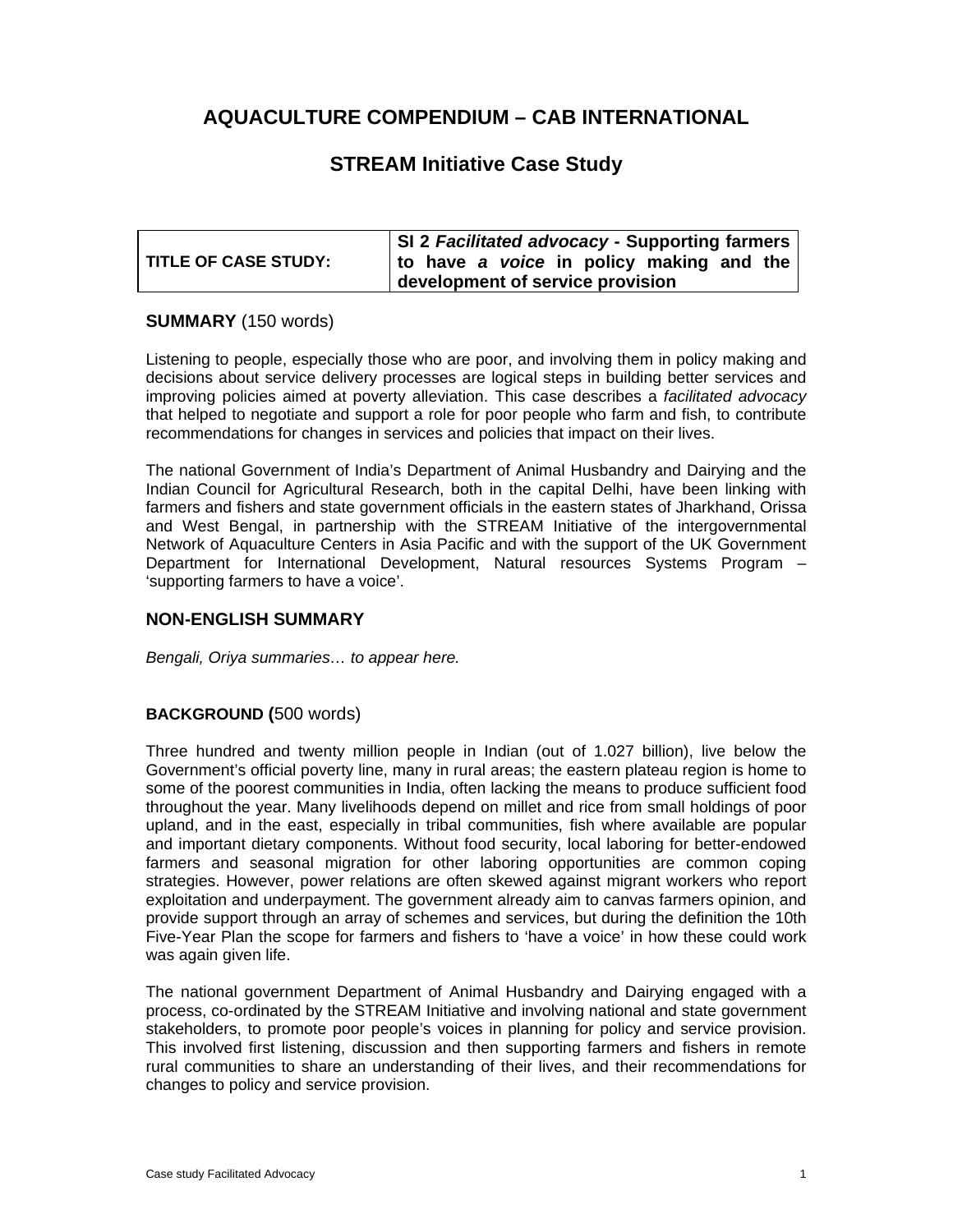# AQUACULTURE COMPENDIUM – CAB INTERNATIONAL

## STREAM Initiative Case Study

| TITLE OF CASE STUDY: | SI 2 *Facilitated advocacy* - Supporting farmers to have *a voice* in policy making and the development of service provision |
|---|---|

**SUMMARY** (150 words)

Listening to people, especially those who are poor, and involving them in policy making and decisions about service delivery processes are logical steps in building better services and improving policies aimed at poverty alleviation. This case describes a *facilitated advocacy* that helped to negotiate and support a role for poor people who farm and fish, to contribute recommendations for changes in services and policies that impact on their lives.

The national Government of India's Department of Animal Husbandry and Dairying and the Indian Council for Agricultural Research, both in the capital Delhi, have been linking with farmers and fishers and state government officials in the eastern states of Jharkhand, Orissa and West Bengal, in partnership with the STREAM Initiative of the intergovernmental Network of Aquaculture Centers in Asia Pacific and with the support of the UK Government Department for International Development, Natural resources Systems Program – 'supporting farmers to have a voice'.

**NON-ENGLISH SUMMARY**

*Bengali, Oriya summaries… to appear here.*

**BACKGROUND (**500 words)

Three hundred and twenty million people in Indian (out of 1.027 billion), live below the Government's official poverty line, many in rural areas; the eastern plateau region is home to some of the poorest communities in India, often lacking the means to produce sufficient food throughout the year. Many livelihoods depend on millet and rice from small holdings of poor upland, and in the east, especially in tribal communities, fish where available are popular and important dietary components. Without food security, local laboring for better-endowed farmers and seasonal migration for other laboring opportunities are common coping strategies. However, power relations are often skewed against migrant workers who report exploitation and underpayment. The government already aim to canvas farmers opinion, and provide support through an array of schemes and services, but during the definition the 10th Five-Year Plan the scope for farmers and fishers to 'have a voice' in how these could work was again given life.

The national government Department of Animal Husbandry and Dairying engaged with a process, co-ordinated by the STREAM Initiative and involving national and state government stakeholders, to promote poor people's voices in planning for policy and service provision. This involved first listening, discussion and then supporting farmers and fishers in remote rural communities to share an understanding of their lives, and their recommendations for changes to policy and service provision.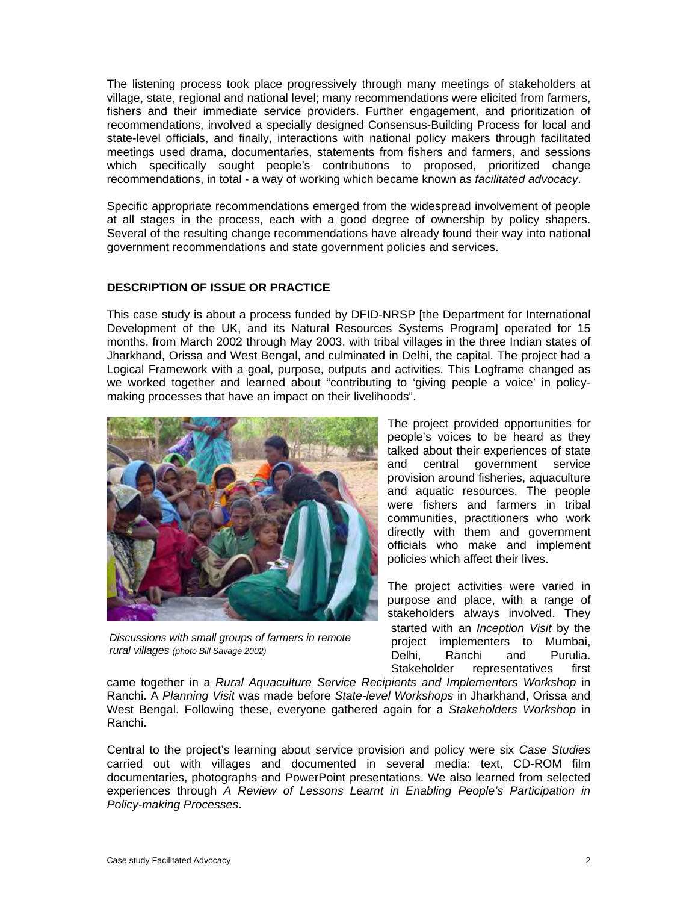The listening process took place progressively through many meetings of stakeholders at village, state, regional and national level; many recommendations were elicited from farmers, fishers and their immediate service providers. Further engagement, and prioritization of recommendations, involved a specially designed Consensus-Building Process for local and state-level officials, and finally, interactions with national policy makers through facilitated meetings used drama, documentaries, statements from fishers and farmers, and sessions which specifically sought people's contributions to proposed, prioritized change recommendations, in total - a way of working which became known as *facilitated advocacy*.

Specific appropriate recommendations emerged from the widespread involvement of people at all stages in the process, each with a good degree of ownership by policy shapers. Several of the resulting change recommendations have already found their way into national government recommendations and state government policies and services.

## DESCRIPTION OF ISSUE OR PRACTICE

This case study is about a process funded by DFID-NRSP [the Department for International Development of the UK, and its Natural Resources Systems Program] operated for 15 months, from March 2002 through May 2003, with tribal villages in the three Indian states of Jharkhand, Orissa and West Bengal, and culminated in Delhi, the capital. The project had a Logical Framework with a goal, purpose, outputs and activities. This Logframe changed as we worked together and learned about "contributing to 'giving people a voice' in policy-making processes that have an impact on their livelihoods".

*Discussions with small groups of farmers in remote rural villages (photo Bill Savage 2002)*

The project provided opportunities for people's voices to be heard as they talked about their experiences of state and central government service provision around fisheries, aquaculture and aquatic resources. The people were fishers and farmers in tribal communities, practitioners who work directly with them and government officials who make and implement policies which affect their lives.

The project activities were varied in purpose and place, with a range of stakeholders always involved. They started with an *Inception Visit* by the project implementers to Mumbai, Delhi, Ranchi and Purulia. Stakeholder representatives first came together in a *Rural Aquaculture Service Recipients and Implementers Workshop* in Ranchi. A *Planning Visit* was made before *State-level Workshops* in Jharkhand, Orissa and West Bengal. Following these, everyone gathered again for a *Stakeholders Workshop* in Ranchi.

Central to the project's learning about service provision and policy were six *Case Studies* carried out with villages and documented in several media: text, CD-ROM film documentaries, photographs and PowerPoint presentations. We also learned from selected experiences through *A Review of Lessons Learnt in Enabling People's Participation in Policy-making Processes*.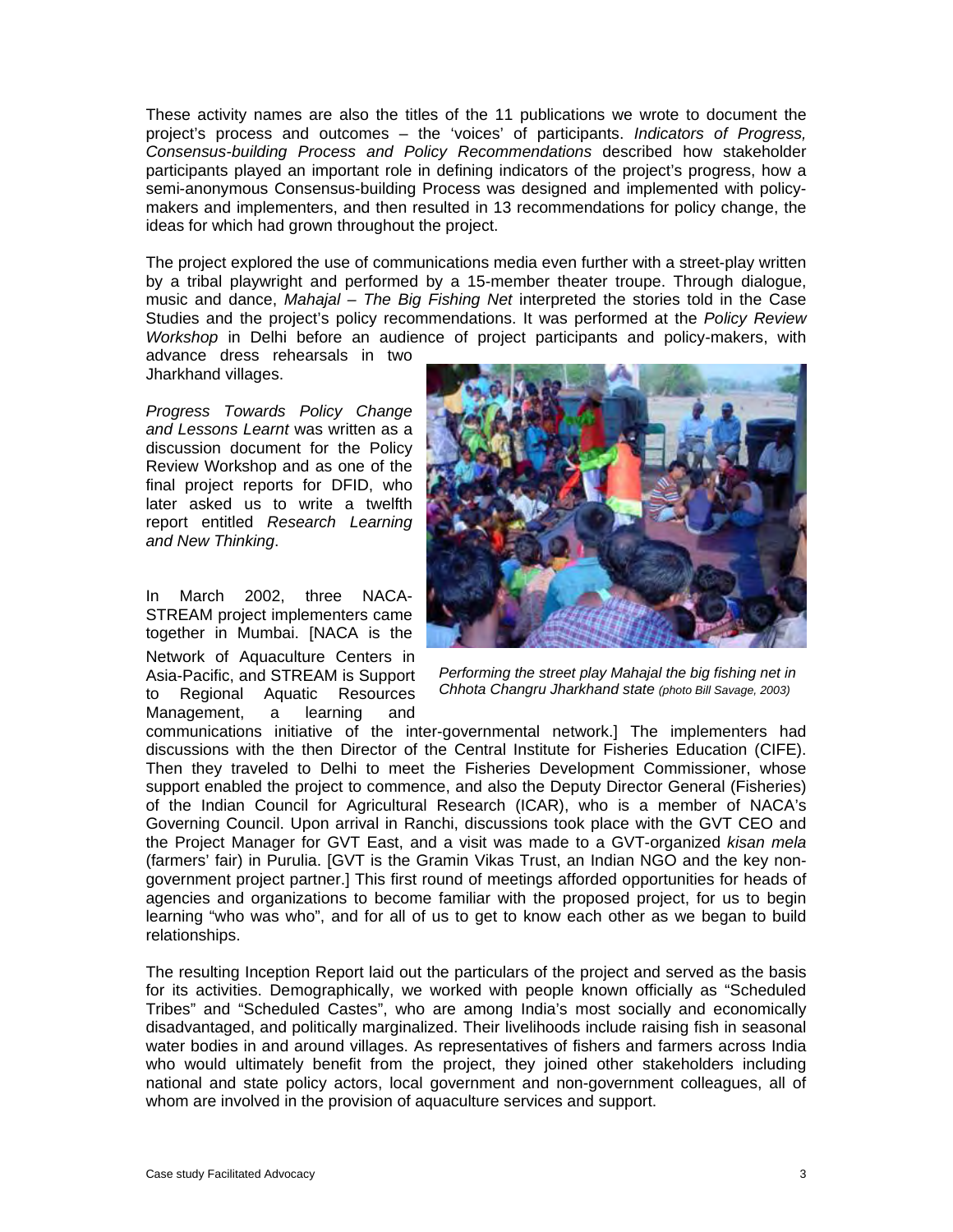These activity names are also the titles of the 11 publications we wrote to document the project's process and outcomes – the 'voices' of participants. *Indicators of Progress, Consensus-building Process and Policy Recommendations* described how stakeholder participants played an important role in defining indicators of the project's progress, how a semi-anonymous Consensus-building Process was designed and implemented with policy-makers and implementers, and then resulted in 13 recommendations for policy change, the ideas for which had grown throughout the project.

The project explored the use of communications media even further with a street-play written by a tribal playwright and performed by a 15-member theater troupe. Through dialogue, music and dance, *Mahajal – The Big Fishing Net* interpreted the stories told in the Case Studies and the project's policy recommendations. It was performed at the *Policy Review Workshop* in Delhi before an audience of project participants and policy-makers, with advance dress rehearsals in two Jharkhand villages.

*Progress Towards Policy Change and Lessons Learnt* was written as a discussion document for the Policy Review Workshop and as one of the final project reports for DFID, who later asked us to write a twelfth report entitled *Research Learning and New Thinking*.

*Performing the street play Mahajal the big fishing net in Chhota Changru Jharkhand state (photo Bill Savage, 2003)*

In March 2002, three NACA-STREAM project implementers came together in Mumbai. [NACA is the Network of Aquaculture Centers in Asia-Pacific, and STREAM is Support to Regional Aquatic Resources Management, a learning and communications initiative of the inter-governmental network.] The implementers had discussions with the then Director of the Central Institute for Fisheries Education (CIFE). Then they traveled to Delhi to meet the Fisheries Development Commissioner, whose support enabled the project to commence, and also the Deputy Director General (Fisheries) of the Indian Council for Agricultural Research (ICAR), who is a member of NACA's Governing Council. Upon arrival in Ranchi, discussions took place with the GVT CEO and the Project Manager for GVT East, and a visit was made to a GVT-organized *kisan mela* (farmers' fair) in Purulia. [GVT is the Gramin Vikas Trust, an Indian NGO and the key non-government project partner.] This first round of meetings afforded opportunities for heads of agencies and organizations to become familiar with the proposed project, for us to begin learning "who was who", and for all of us to get to know each other as we began to build relationships.

The resulting Inception Report laid out the particulars of the project and served as the basis for its activities. Demographically, we worked with people known officially as "Scheduled Tribes" and "Scheduled Castes", who are among India's most socially and economically disadvantaged, and politically marginalized. Their livelihoods include raising fish in seasonal water bodies in and around villages. As representatives of fishers and farmers across India who would ultimately benefit from the project, they joined other stakeholders including national and state policy actors, local government and non-government colleagues, all of whom are involved in the provision of aquaculture services and support.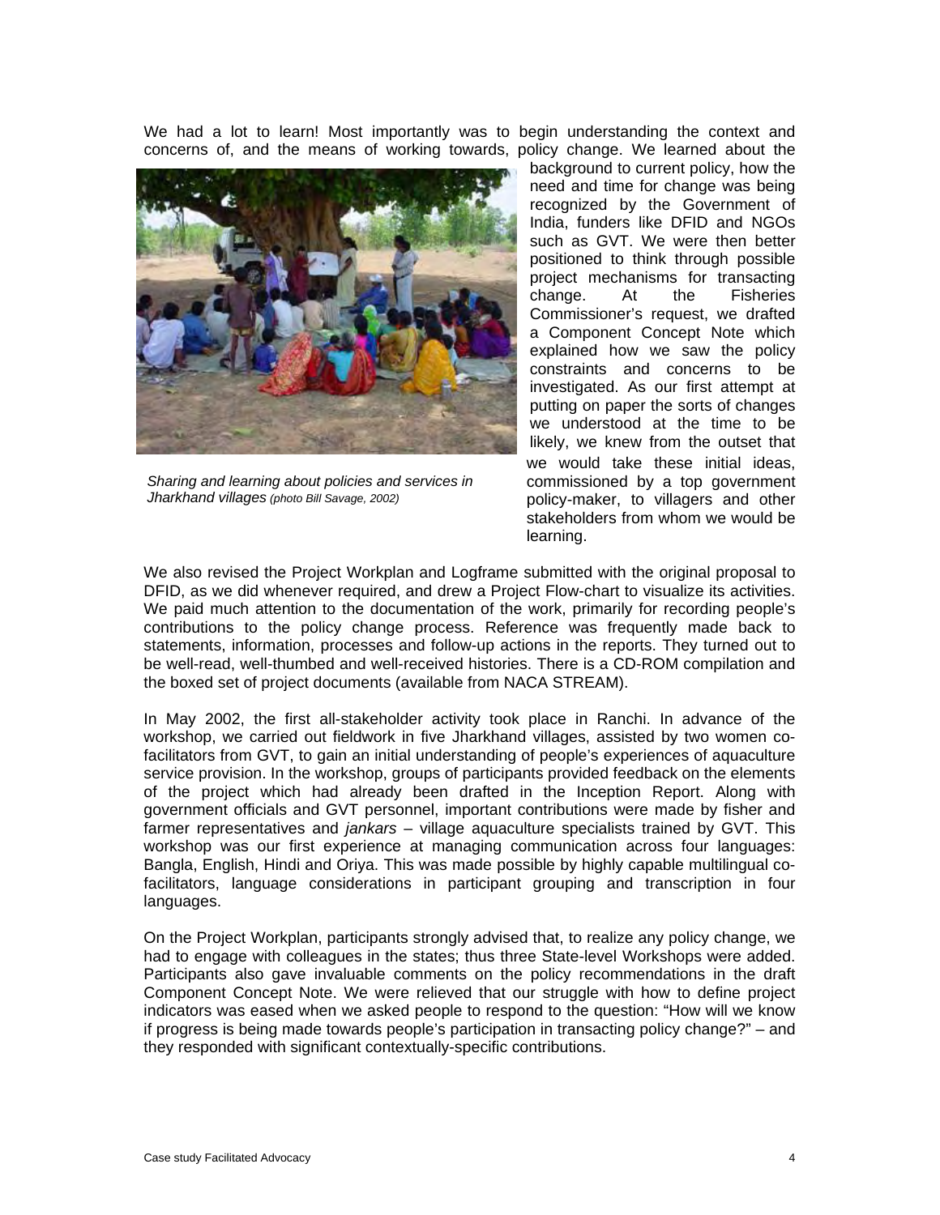We had a lot to learn! Most importantly was to begin understanding the context and concerns of, and the means of working towards, policy change. We learned about the background to current policy, how the need and time for change was being recognized by the Government of India, funders like DFID and NGOs such as GVT. We were then better positioned to think through possible project mechanisms for transacting change. At the Fisheries Commissioner's request, we drafted a Component Concept Note which explained how we saw the policy constraints and concerns to be investigated. As our first attempt at putting on paper the sorts of changes we understood at the time to be likely, we knew from the outset that we would take these initial ideas, commissioned by a top government policy-maker, to villagers and other stakeholders from whom we would be learning.

*Sharing and learning about policies and services in Jharkhand villages (photo Bill Savage, 2002)*

We also revised the Project Workplan and Logframe submitted with the original proposal to DFID, as we did whenever required, and drew a Project Flow-chart to visualize its activities. We paid much attention to the documentation of the work, primarily for recording people's contributions to the policy change process. Reference was frequently made back to statements, information, processes and follow-up actions in the reports. They turned out to be well-read, well-thumbed and well-received histories. There is a CD-ROM compilation and the boxed set of project documents (available from NACA STREAM).

In May 2002, the first all-stakeholder activity took place in Ranchi. In advance of the workshop, we carried out fieldwork in five Jharkhand villages, assisted by two women co-facilitators from GVT, to gain an initial understanding of people's experiences of aquaculture service provision. In the workshop, groups of participants provided feedback on the elements of the project which had already been drafted in the Inception Report. Along with government officials and GVT personnel, important contributions were made by fisher and farmer representatives and *jankars* – village aquaculture specialists trained by GVT. This workshop was our first experience at managing communication across four languages: Bangla, English, Hindi and Oriya. This was made possible by highly capable multilingual co-facilitators, language considerations in participant grouping and transcription in four languages.

On the Project Workplan, participants strongly advised that, to realize any policy change, we had to engage with colleagues in the states; thus three State-level Workshops were added. Participants also gave invaluable comments on the policy recommendations in the draft Component Concept Note. We were relieved that our struggle with how to define project indicators was eased when we asked people to respond to the question: "How will we know if progress is being made towards people's participation in transacting policy change?" – and they responded with significant contextually-specific contributions.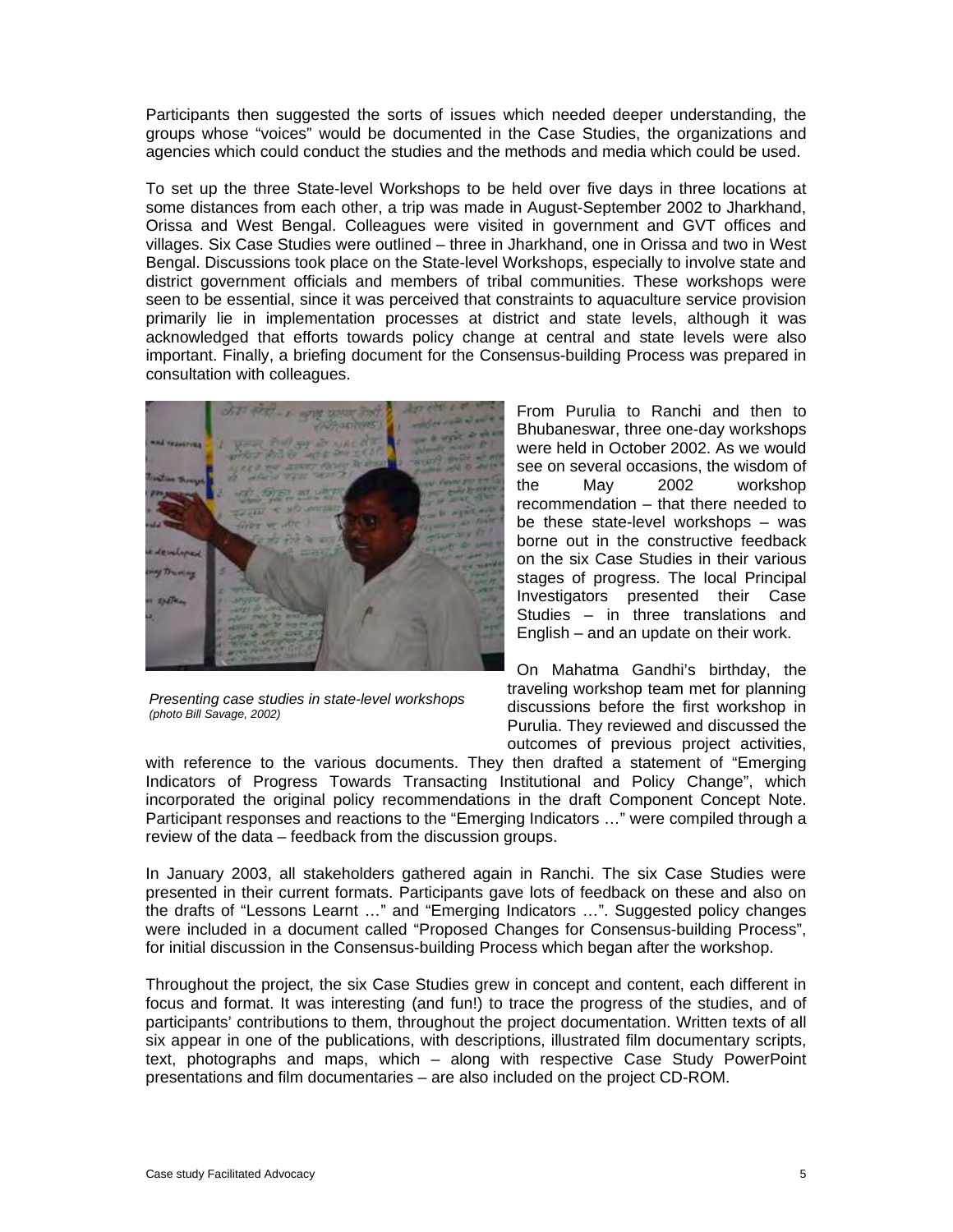Participants then suggested the sorts of issues which needed deeper understanding, the groups whose "voices" would be documented in the Case Studies, the organizations and agencies which could conduct the studies and the methods and media which could be used.

To set up the three State-level Workshops to be held over five days in three locations at some distances from each other, a trip was made in August-September 2002 to Jharkhand, Orissa and West Bengal. Colleagues were visited in government and GVT offices and villages. Six Case Studies were outlined – three in Jharkhand, one in Orissa and two in West Bengal. Discussions took place on the State-level Workshops, especially to involve state and district government officials and members of tribal communities. These workshops were seen to be essential, since it was perceived that constraints to aquaculture service provision primarily lie in implementation processes at district and state levels, although it was acknowledged that efforts towards policy change at central and state levels were also important. Finally, a briefing document for the Consensus-building Process was prepared in consultation with colleagues.

*Presenting case studies in state-level workshops*
*(photo Bill Savage, 2002)*

From Purulia to Ranchi and then to Bhubaneswar, three one-day workshops were held in October 2002. As we would see on several occasions, the wisdom of the May 2002 workshop recommendation – that there needed to be these state-level workshops – was borne out in the constructive feedback on the six Case Studies in their various stages of progress. The local Principal Investigators presented their Case Studies – in three translations and English – and an update on their work.

On Mahatma Gandhi's birthday, the traveling workshop team met for planning discussions before the first workshop in Purulia. They reviewed and discussed the outcomes of previous project activities, with reference to the various documents. They then drafted a statement of "Emerging Indicators of Progress Towards Transacting Institutional and Policy Change", which incorporated the original policy recommendations in the draft Component Concept Note. Participant responses and reactions to the "Emerging Indicators …" were compiled through a review of the data – feedback from the discussion groups.

In January 2003, all stakeholders gathered again in Ranchi. The six Case Studies were presented in their current formats. Participants gave lots of feedback on these and also on the drafts of "Lessons Learnt …" and "Emerging Indicators …". Suggested policy changes were included in a document called "Proposed Changes for Consensus-building Process", for initial discussion in the Consensus-building Process which began after the workshop.

Throughout the project, the six Case Studies grew in concept and content, each different in focus and format. It was interesting (and fun!) to trace the progress of the studies, and of participants' contributions to them, throughout the project documentation. Written texts of all six appear in one of the publications, with descriptions, illustrated film documentary scripts, text, photographs and maps, which – along with respective Case Study PowerPoint presentations and film documentaries – are also included on the project CD-ROM.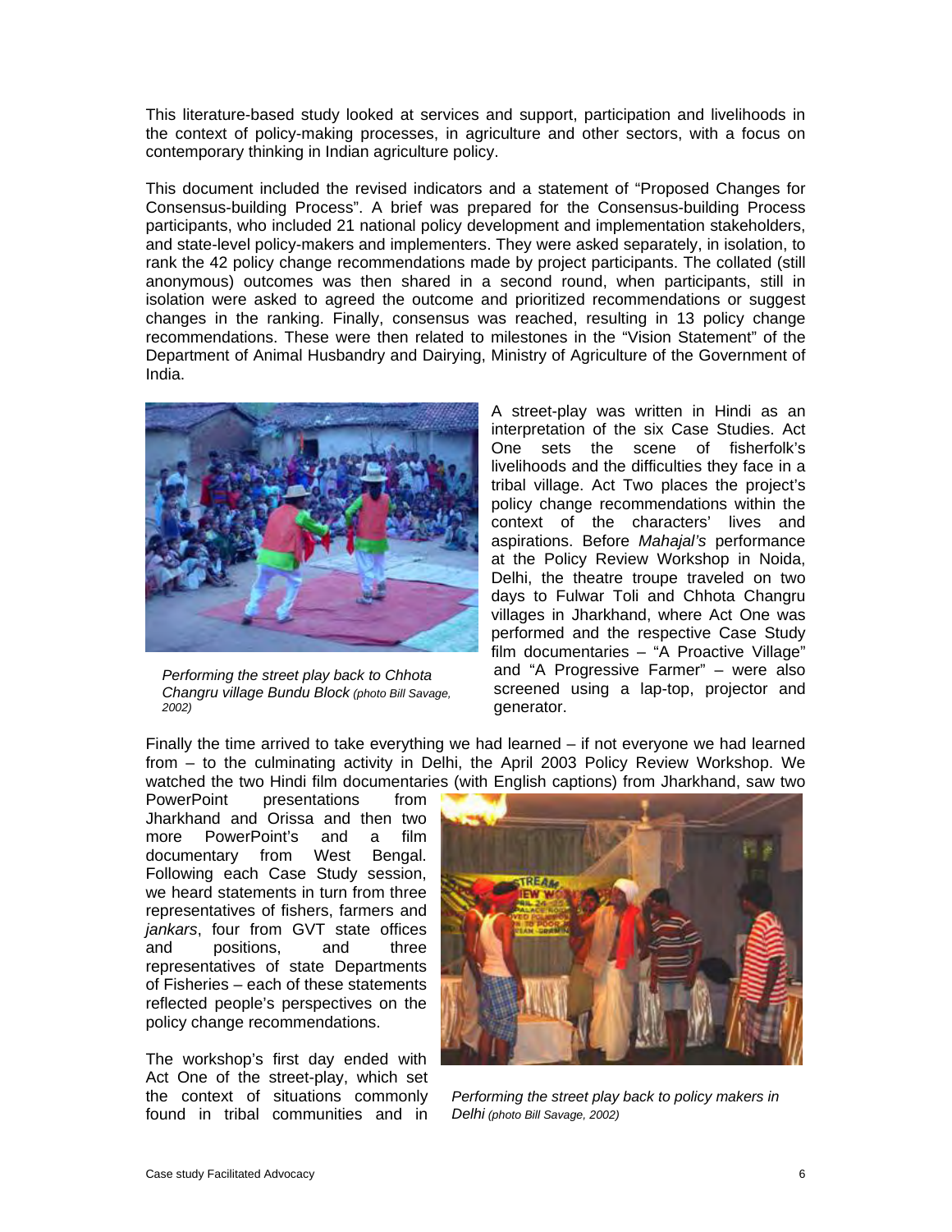This literature-based study looked at services and support, participation and livelihoods in the context of policy-making processes, in agriculture and other sectors, with a focus on contemporary thinking in Indian agriculture policy.

This document included the revised indicators and a statement of "Proposed Changes for Consensus-building Process". A brief was prepared for the Consensus-building Process participants, who included 21 national policy development and implementation stakeholders, and state-level policy-makers and implementers. They were asked separately, in isolation, to rank the 42 policy change recommendations made by project participants. The collated (still anonymous) outcomes was then shared in a second round, when participants, still in isolation were asked to agreed the outcome and prioritized recommendations or suggest changes in the ranking. Finally, consensus was reached, resulting in 13 policy change recommendations. These were then related to milestones in the "Vision Statement" of the Department of Animal Husbandry and Dairying, Ministry of Agriculture of the Government of India.

*Performing the street play back to Chhota Changru village Bundu Block (photo Bill Savage, 2002)*

A street-play was written in Hindi as an interpretation of the six Case Studies. Act One sets the scene of fisherfolk's livelihoods and the difficulties they face in a tribal village. Act Two places the project's policy change recommendations within the context of the characters' lives and aspirations. Before *Mahajal's* performance at the Policy Review Workshop in Noida, Delhi, the theatre troupe traveled on two days to Fulwar Toli and Chhota Changru villages in Jharkhand, where Act One was performed and the respective Case Study film documentaries – "A Proactive Village" and "A Progressive Farmer" – were also screened using a lap-top, projector and generator.

Finally the time arrived to take everything we had learned – if not everyone we had learned from – to the culminating activity in Delhi, the April 2003 Policy Review Workshop. We watched the two Hindi film documentaries (with English captions) from Jharkhand, saw two PowerPoint presentations from Jharkhand and Orissa and then two more PowerPoint's and a film documentary from West Bengal. Following each Case Study session, we heard statements in turn from three representatives of fishers, farmers and *jankars*, four from GVT state offices and positions, and three representatives of state Departments of Fisheries – each of these statements reflected people's perspectives on the policy change recommendations.

*Performing the street play back to policy makers in Delhi (photo Bill Savage, 2002)*

The workshop's first day ended with Act One of the street-play, which set the context of situations commonly found in tribal communities and in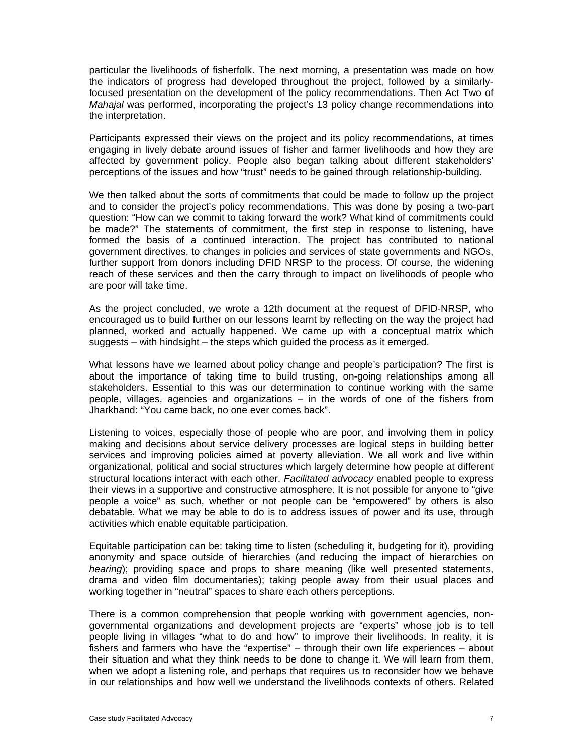particular the livelihoods of fisherfolk. The next morning, a presentation was made on how the indicators of progress had developed throughout the project, followed by a similarly-focused presentation on the development of the policy recommendations. Then Act Two of *Mahajal* was performed, incorporating the project's 13 policy change recommendations into the interpretation.

Participants expressed their views on the project and its policy recommendations, at times engaging in lively debate around issues of fisher and farmer livelihoods and how they are affected by government policy. People also began talking about different stakeholders' perceptions of the issues and how "trust" needs to be gained through relationship-building.

We then talked about the sorts of commitments that could be made to follow up the project and to consider the project's policy recommendations. This was done by posing a two-part question: "How can we commit to taking forward the work? What kind of commitments could be made?" The statements of commitment, the first step in response to listening, have formed the basis of a continued interaction. The project has contributed to national government directives, to changes in policies and services of state governments and NGOs, further support from donors including DFID NRSP to the process. Of course, the widening reach of these services and then the carry through to impact on livelihoods of people who are poor will take time.

As the project concluded, we wrote a 12th document at the request of DFID-NRSP, who encouraged us to build further on our lessons learnt by reflecting on the way the project had planned, worked and actually happened. We came up with a conceptual matrix which suggests – with hindsight – the steps which guided the process as it emerged.

What lessons have we learned about policy change and people's participation? The first is about the importance of taking time to build trusting, on-going relationships among all stakeholders. Essential to this was our determination to continue working with the same people, villages, agencies and organizations – in the words of one of the fishers from Jharkhand: "You came back, no one ever comes back".

Listening to voices, especially those of people who are poor, and involving them in policy making and decisions about service delivery processes are logical steps in building better services and improving policies aimed at poverty alleviation. We all work and live within organizational, political and social structures which largely determine how people at different structural locations interact with each other. *Facilitated advocacy* enabled people to express their views in a supportive and constructive atmosphere. It is not possible for anyone to "give people a voice" as such, whether or not people can be "empowered" by others is also debatable. What we may be able to do is to address issues of power and its use, through activities which enable equitable participation.

Equitable participation can be: taking time to listen (scheduling it, budgeting for it), providing anonymity and space outside of hierarchies (and reducing the impact of hierarchies on *hearing*); providing space and props to share meaning (like well presented statements, drama and video film documentaries); taking people away from their usual places and working together in "neutral" spaces to share each others perceptions.

There is a common comprehension that people working with government agencies, non-governmental organizations and development projects are "experts" whose job is to tell people living in villages "what to do and how" to improve their livelihoods. In reality, it is fishers and farmers who have the "expertise" – through their own life experiences – about their situation and what they think needs to be done to change it. We will learn from them, when we adopt a listening role, and perhaps that requires us to reconsider how we behave in our relationships and how well we understand the livelihoods contexts of others. Related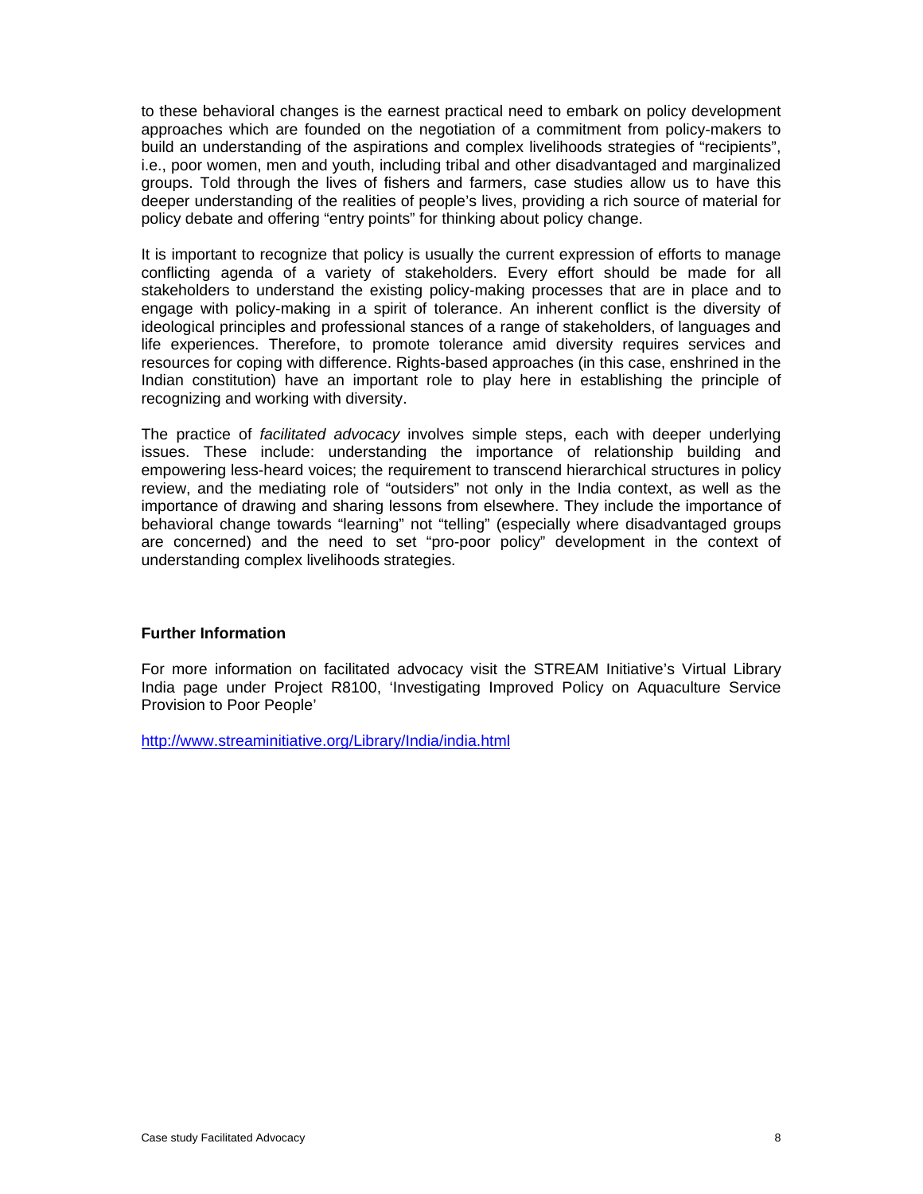to these behavioral changes is the earnest practical need to embark on policy development approaches which are founded on the negotiation of a commitment from policy-makers to build an understanding of the aspirations and complex livelihoods strategies of "recipients", i.e., poor women, men and youth, including tribal and other disadvantaged and marginalized groups. Told through the lives of fishers and farmers, case studies allow us to have this deeper understanding of the realities of people's lives, providing a rich source of material for policy debate and offering "entry points" for thinking about policy change.

It is important to recognize that policy is usually the current expression of efforts to manage conflicting agenda of a variety of stakeholders. Every effort should be made for all stakeholders to understand the existing policy-making processes that are in place and to engage with policy-making in a spirit of tolerance. An inherent conflict is the diversity of ideological principles and professional stances of a range of stakeholders, of languages and life experiences. Therefore, to promote tolerance amid diversity requires services and resources for coping with difference. Rights-based approaches (in this case, enshrined in the Indian constitution) have an important role to play here in establishing the principle of recognizing and working with diversity.

The practice of *facilitated advocacy* involves simple steps, each with deeper underlying issues. These include: understanding the importance of relationship building and empowering less-heard voices; the requirement to transcend hierarchical structures in policy review, and the mediating role of "outsiders" not only in the India context, as well as the importance of drawing and sharing lessons from elsewhere. They include the importance of behavioral change towards "learning" not "telling" (especially where disadvantaged groups are concerned) and the need to set "pro-poor policy" development in the context of understanding complex livelihoods strategies.

**Further Information**

For more information on facilitated advocacy visit the STREAM Initiative's Virtual Library India page under Project R8100, 'Investigating Improved Policy on Aquaculture Service Provision to Poor People'

http://www.streaminitiative.org/Library/India/india.html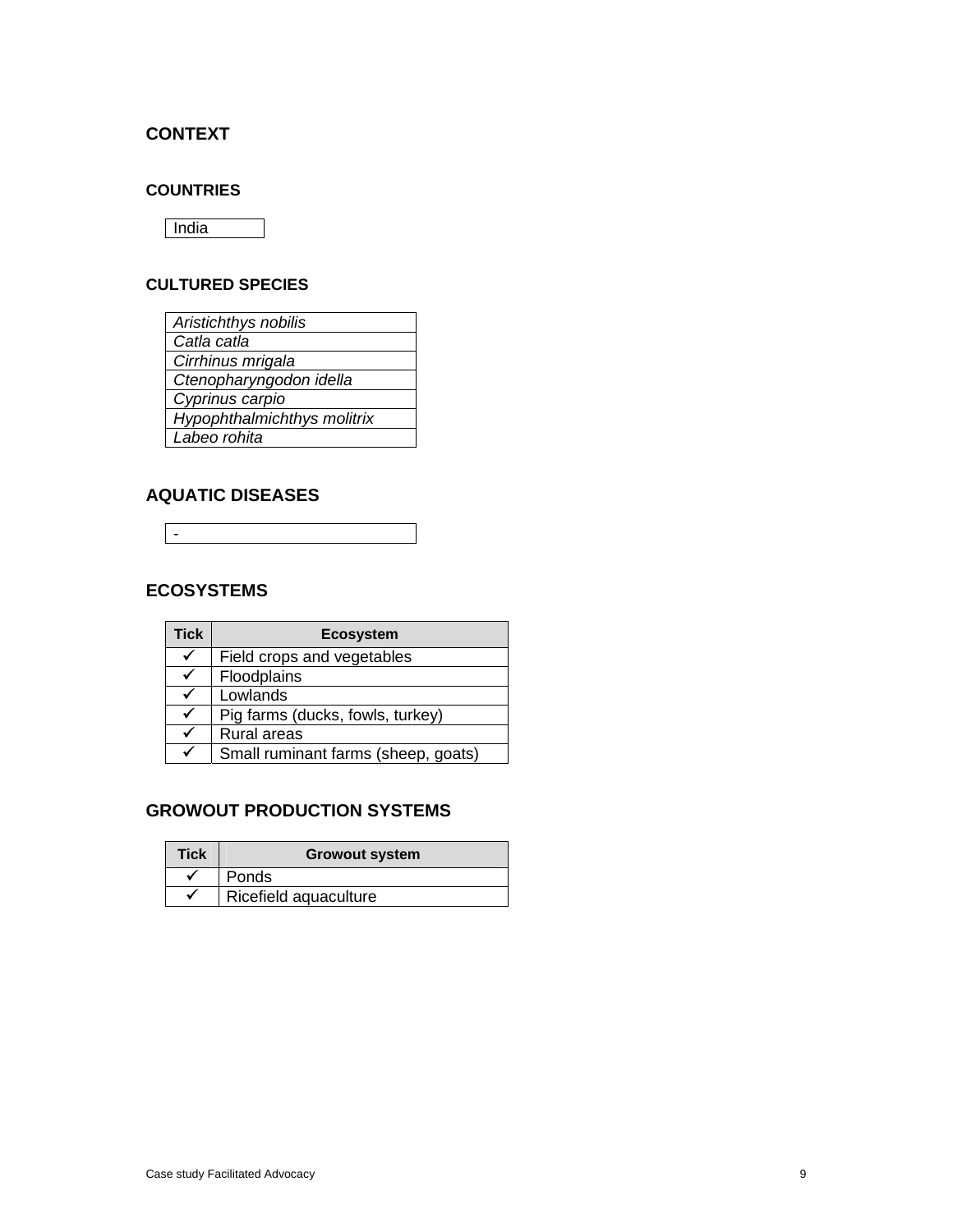## CONTEXT

### COUNTRIES

| India |
|---|

### CULTURED SPECIES

| *Aristichthys nobilis* |
|---|
| *Catla catla* |
| *Cirrhinus mrigala* |
| *Ctenopharyngodon idella* |
| *Cyprinus carpio* |
| *Hypophthalmichthys molitrix* |
| *Labeo rohita* |

## AQUATIC DISEASES

| - |
|---|

## ECOSYSTEMS

| Tick | Ecosystem |
|---|---|
| ✓ | Field crops and vegetables |
| ✓ | Floodplains |
| ✓ | Lowlands |
| ✓ | Pig farms (ducks, fowls, turkey) |
| ✓ | Rural areas |
| ✓ | Small ruminant farms (sheep, goats) |

## GROWOUT PRODUCTION SYSTEMS

| Tick | Growout system |
|---|---|
| ✓ | Ponds |
| ✓ | Ricefield aquaculture |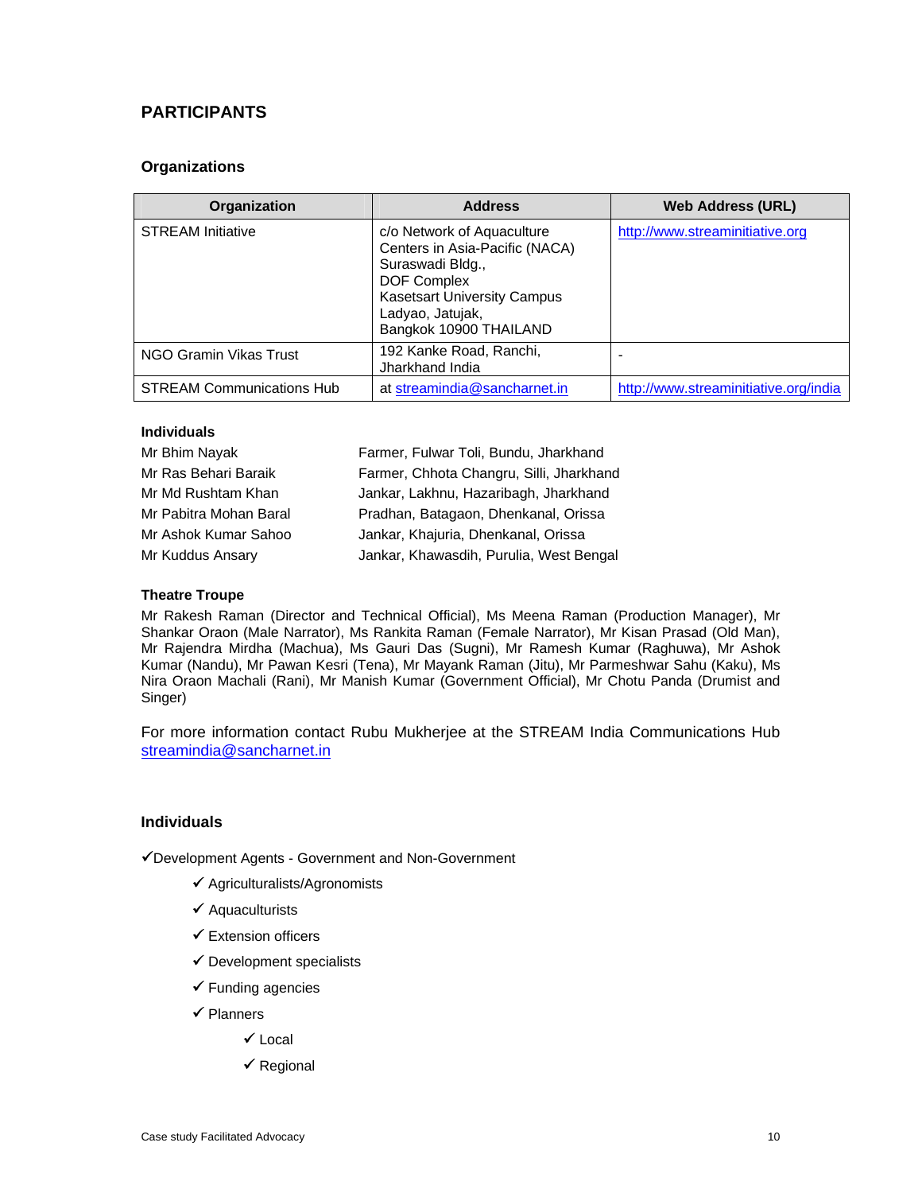## PARTICIPANTS

### Organizations

| Organization | Address | Web Address (URL) |
|---|---|---|
| STREAM Initiative | c/o Network of Aquaculture Centers in Asia-Pacific (NACA) Suraswadi Bldg., DOF Complex Kasetsart University Campus Ladyao, Jatujak, Bangkok 10900 THAILAND | http://www.streaminitiative.org |
| NGO Gramin Vikas Trust | 192 Kanke Road, Ranchi, Jharkhand India | - |
| STREAM Communications Hub | at streamindia@sancharnet.in | http://www.streaminitiative.org/india |

#### Individuals

| | |
|---|---|
| Mr Bhim Nayak | Farmer, Fulwar Toli, Bundu, Jharkhand |
| Mr Ras Behari Baraik | Farmer, Chhota Changru, Silli, Jharkhand |
| Mr Md Rushtam Khan | Jankar, Lakhnu, Hazaribagh, Jharkhand |
| Mr Pabitra Mohan Baral | Pradhan, Batagaon, Dhenkanal, Orissa |
| Mr Ashok Kumar Sahoo | Jankar, Khajuria, Dhenkanal, Orissa |
| Mr Kuddus Ansary | Jankar, Khawasdih, Purulia, West Bengal |

#### Theatre Troupe

Mr Rakesh Raman (Director and Technical Official), Ms Meena Raman (Production Manager), Mr Shankar Oraon (Male Narrator), Ms Rankita Raman (Female Narrator), Mr Kisan Prasad (Old Man), Mr Rajendra Mirdha (Machua), Ms Gauri Das (Sugni), Mr Ramesh Kumar (Raghuwa), Mr Ashok Kumar (Nandu), Mr Pawan Kesri (Tena), Mr Mayank Raman (Jitu), Mr Parmeshwar Sahu (Kaku), Ms Nira Oraon Machali (Rani), Mr Manish Kumar (Government Official), Mr Chotu Panda (Drumist and Singer)

For more information contact Rubu Mukherjee at the STREAM India Communications Hub streamindia@sancharnet.in

### Individuals

- ✓Development Agents - Government and Non-Government
  - ✓ Agriculturalists/Agronomists
  - ✓ Aquaculturists
  - ✓ Extension officers
  - ✓ Development specialists
  - ✓ Funding agencies
  - ✓ Planners
    - ✓ Local
    - ✓ Regional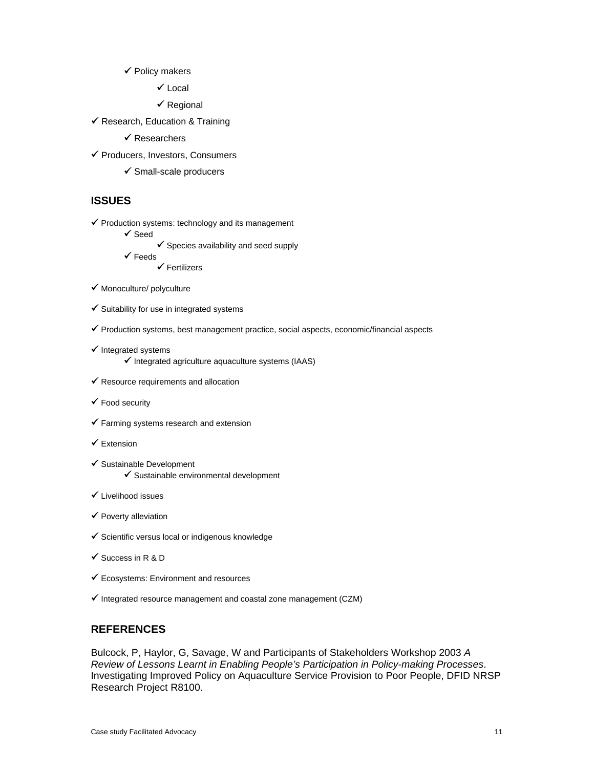- ✓ Policy makers
  - ✓ Local
  - ✓ Regional

- ✓ Research, Education & Training
  - ✓ Researchers
- ✓ Producers, Investors, Consumers
  - ✓ Small-scale producers

## ISSUES

- ✓ Production systems: technology and its management
  - ✓ Seed
    - ✓ Species availability and seed supply
  - ✓ Feeds
    - ✓ Fertilizers
- ✓ Monoculture/ polyculture
- ✓ Suitability for use in integrated systems
- ✓ Production systems, best management practice, social aspects, economic/financial aspects
- ✓ Integrated systems
  - ✓ Integrated agriculture aquaculture systems (IAAS)
- ✓ Resource requirements and allocation
- ✓ Food security
- ✓ Farming systems research and extension
- ✓ Extension
- ✓ Sustainable Development
  - ✓ Sustainable environmental development
- ✓ Livelihood issues
- ✓ Poverty alleviation
- ✓ Scientific versus local or indigenous knowledge
- ✓ Success in R & D
- ✓ Ecosystems: Environment and resources
- ✓ Integrated resource management and coastal zone management (CZM)

## REFERENCES

Bulcock, P, Haylor, G, Savage, W and Participants of Stakeholders Workshop 2003 *A Review of Lessons Learnt in Enabling People's Participation in Policy-making Processes*. Investigating Improved Policy on Aquaculture Service Provision to Poor People, DFID NRSP Research Project R8100.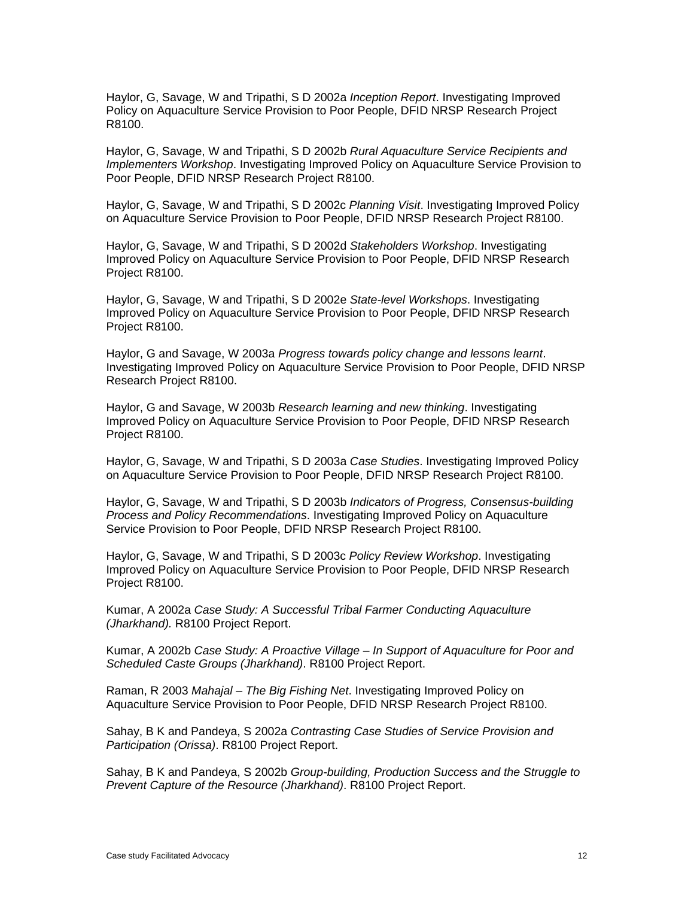Haylor, G, Savage, W and Tripathi, S D 2002a *Inception Report*. Investigating Improved Policy on Aquaculture Service Provision to Poor People, DFID NRSP Research Project R8100.

Haylor, G, Savage, W and Tripathi, S D 2002b *Rural Aquaculture Service Recipients and Implementers Workshop*. Investigating Improved Policy on Aquaculture Service Provision to Poor People, DFID NRSP Research Project R8100.

Haylor, G, Savage, W and Tripathi, S D 2002c *Planning Visit*. Investigating Improved Policy on Aquaculture Service Provision to Poor People, DFID NRSP Research Project R8100.

Haylor, G, Savage, W and Tripathi, S D 2002d *Stakeholders Workshop*. Investigating Improved Policy on Aquaculture Service Provision to Poor People, DFID NRSP Research Project R8100.

Haylor, G, Savage, W and Tripathi, S D 2002e *State-level Workshops*. Investigating Improved Policy on Aquaculture Service Provision to Poor People, DFID NRSP Research Project R8100.

Haylor, G and Savage, W 2003a *Progress towards policy change and lessons learnt*. Investigating Improved Policy on Aquaculture Service Provision to Poor People, DFID NRSP Research Project R8100.

Haylor, G and Savage, W 2003b *Research learning and new thinking*. Investigating Improved Policy on Aquaculture Service Provision to Poor People, DFID NRSP Research Project R8100.

Haylor, G, Savage, W and Tripathi, S D 2003a *Case Studies*. Investigating Improved Policy on Aquaculture Service Provision to Poor People, DFID NRSP Research Project R8100.

Haylor, G, Savage, W and Tripathi, S D 2003b *Indicators of Progress, Consensus-building Process and Policy Recommendations*. Investigating Improved Policy on Aquaculture Service Provision to Poor People, DFID NRSP Research Project R8100.

Haylor, G, Savage, W and Tripathi, S D 2003c *Policy Review Workshop*. Investigating Improved Policy on Aquaculture Service Provision to Poor People, DFID NRSP Research Project R8100.

Kumar, A 2002a *Case Study: A Successful Tribal Farmer Conducting Aquaculture (Jharkhand).* R8100 Project Report.

Kumar, A 2002b *Case Study: A Proactive Village – In Support of Aquaculture for Poor and Scheduled Caste Groups (Jharkhand)*. R8100 Project Report.

Raman, R 2003 *Mahajal – The Big Fishing Net*. Investigating Improved Policy on Aquaculture Service Provision to Poor People, DFID NRSP Research Project R8100.

Sahay, B K and Pandeya, S 2002a *Contrasting Case Studies of Service Provision and Participation (Orissa)*. R8100 Project Report.

Sahay, B K and Pandeya, S 2002b *Group-building, Production Success and the Struggle to Prevent Capture of the Resource (Jharkhand)*. R8100 Project Report.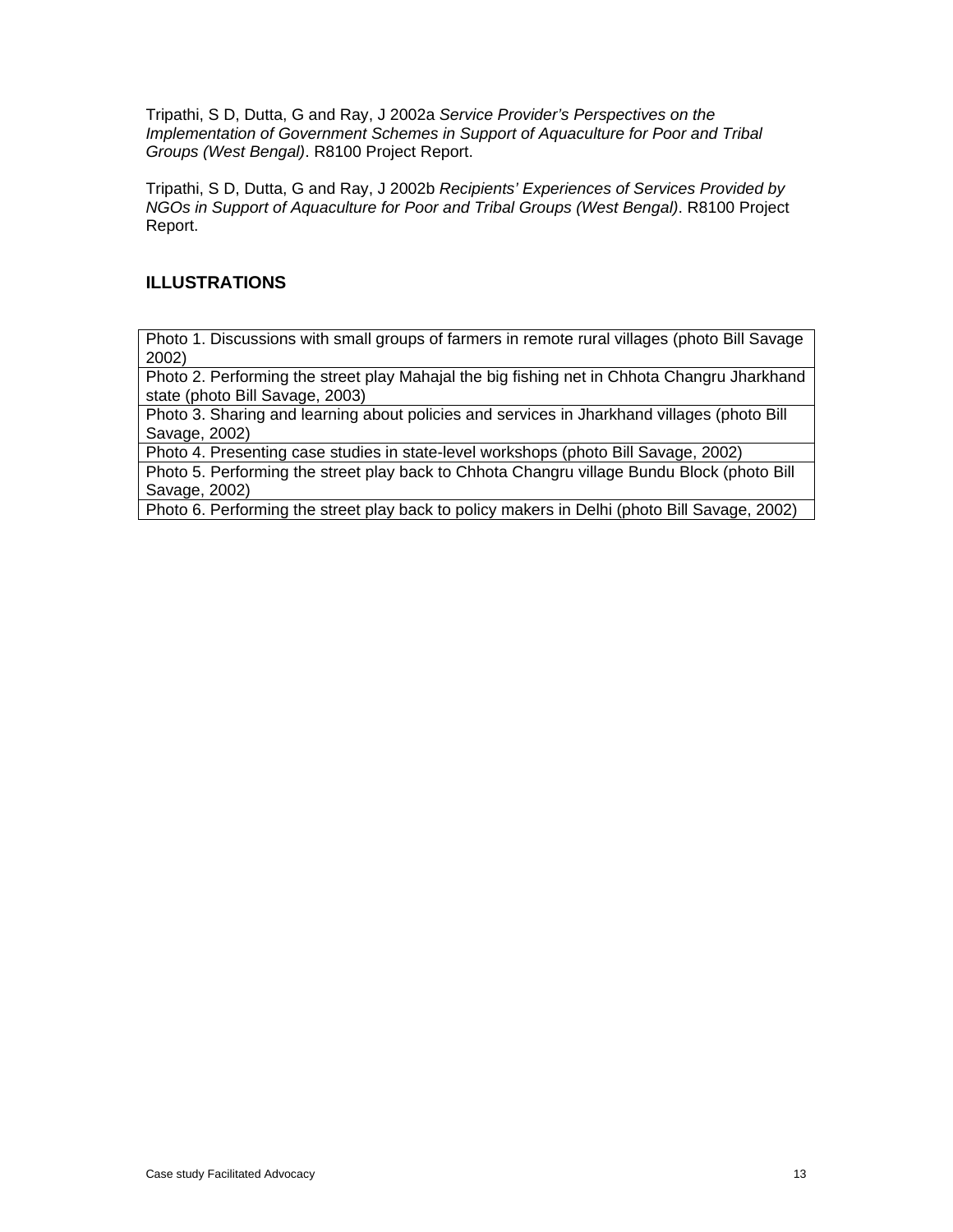Tripathi, S D, Dutta, G and Ray, J 2002a *Service Provider's Perspectives on the Implementation of Government Schemes in Support of Aquaculture for Poor and Tribal Groups (West Bengal)*. R8100 Project Report.

Tripathi, S D, Dutta, G and Ray, J 2002b *Recipients' Experiences of Services Provided by NGOs in Support of Aquaculture for Poor and Tribal Groups (West Bengal)*. R8100 Project Report.

## ILLUSTRATIONS

| |
|---|
| Photo 1. Discussions with small groups of farmers in remote rural villages (photo Bill Savage 2002) |
| Photo 2. Performing the street play Mahajal the big fishing net in Chhota Changru Jharkhand state (photo Bill Savage, 2003) |
| Photo 3. Sharing and learning about policies and services in Jharkhand villages (photo Bill Savage, 2002) |
| Photo 4. Presenting case studies in state-level workshops (photo Bill Savage, 2002) |
| Photo 5. Performing the street play back to Chhota Changru village Bundu Block (photo Bill Savage, 2002) |
| Photo 6. Performing the street play back to policy makers in Delhi (photo Bill Savage, 2002) |